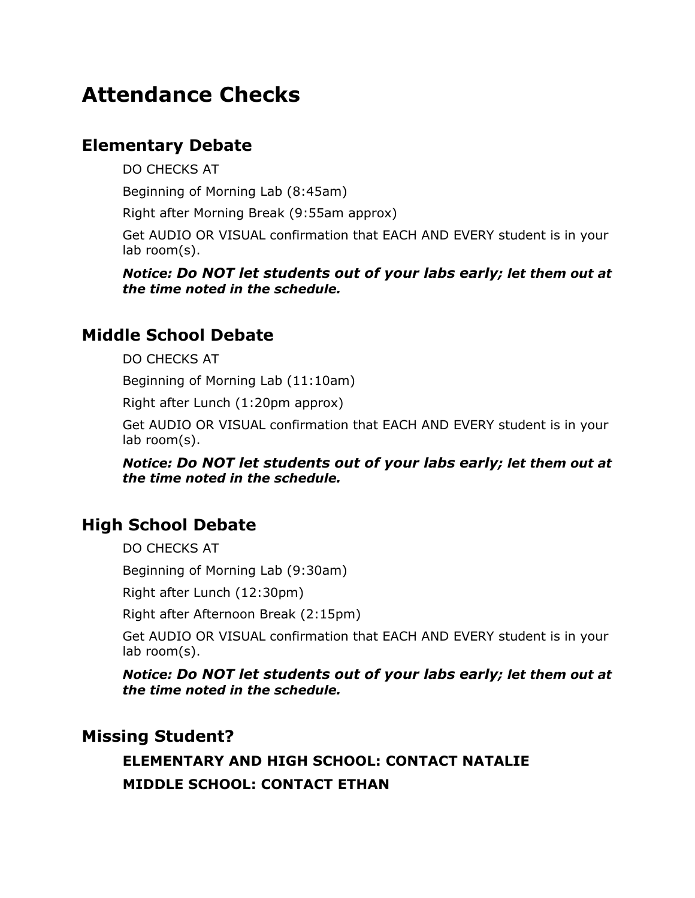# Attendance Checks

## Elementary Debate

DO CHECKS AT

Beginning of Morning Lab (8:45am)

Right after Morning Break (9:55am approx)

Get AUDIO OR VISUAL confirmation that EACH AND EVERY student is in your lab room(s).

***Notice: Do NOT let students out of your labs early; let them out at the time noted in the schedule.***

## Middle School Debate

DO CHECKS AT

Beginning of Morning Lab (11:10am)

Right after Lunch (1:20pm approx)

Get AUDIO OR VISUAL confirmation that EACH AND EVERY student is in your lab room(s).

***Notice: Do NOT let students out of your labs early; let them out at the time noted in the schedule.***

## High School Debate

DO CHECKS AT

Beginning of Morning Lab (9:30am)

Right after Lunch (12:30pm)

Right after Afternoon Break (2:15pm)

Get AUDIO OR VISUAL confirmation that EACH AND EVERY student is in your lab room(s).

***Notice: Do NOT let students out of your labs early; let them out at the time noted in the schedule.***

## Missing Student?

**ELEMENTARY AND HIGH SCHOOL: CONTACT NATALIE**

**MIDDLE SCHOOL: CONTACT ETHAN**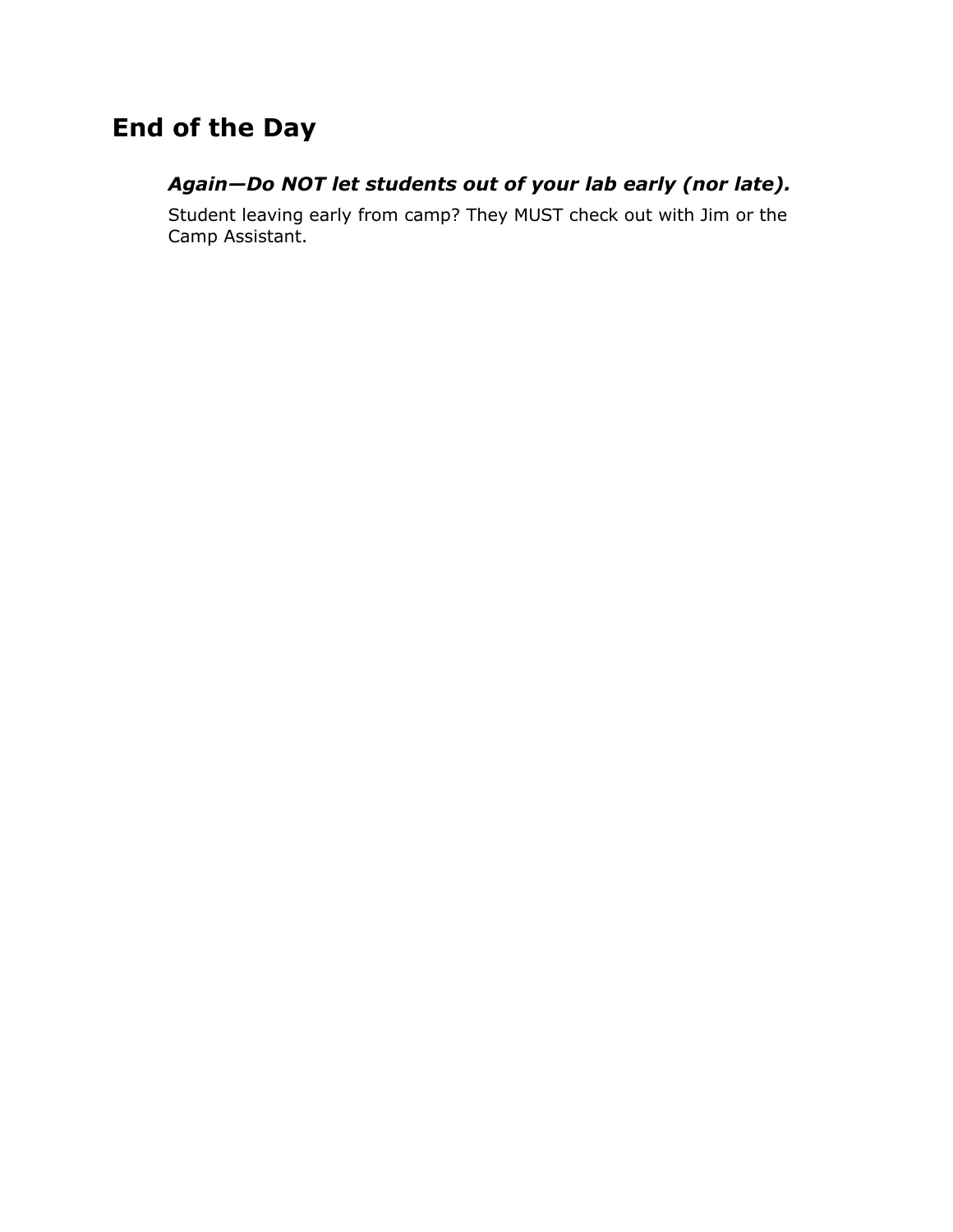## End of the Day

***Again—Do NOT let students out of your lab early (nor late).***

Student leaving early from camp? They MUST check out with Jim or the Camp Assistant.